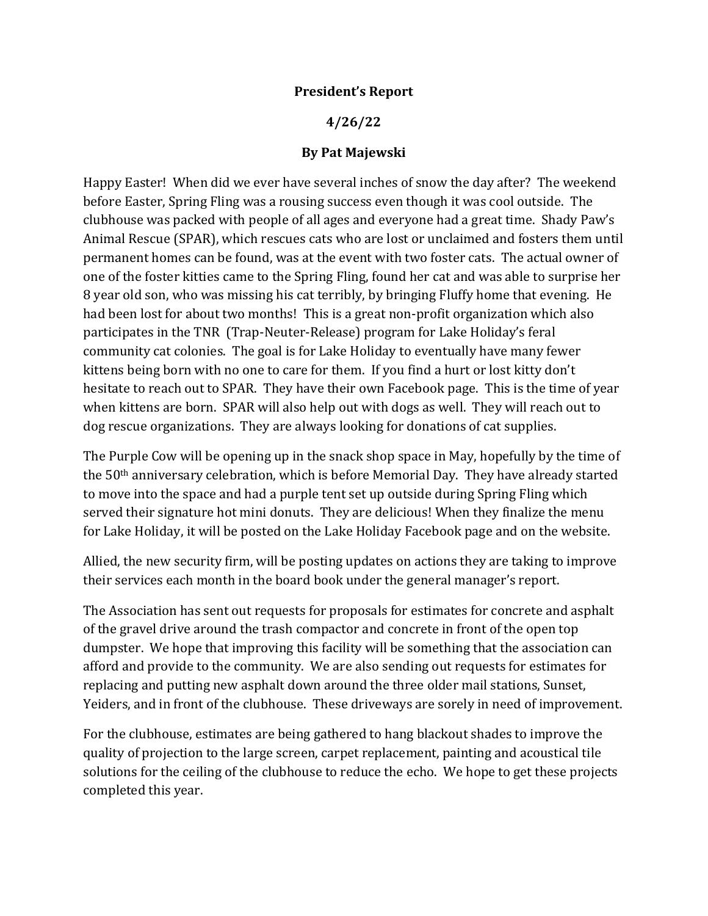**President's Report**

**4/26/22**

**By Pat Majewski**

Happy Easter! When did we ever have several inches of snow the day after? The weekend before Easter, Spring Fling was a rousing success even though it was cool outside. The clubhouse was packed with people of all ages and everyone had a great time. Shady Paw's Animal Rescue (SPAR), which rescues cats who are lost or unclaimed and fosters them until permanent homes can be found, was at the event with two foster cats. The actual owner of one of the foster kitties came to the Spring Fling, found her cat and was able to surprise her 8 year old son, who was missing his cat terribly, by bringing Fluffy home that evening. He had been lost for about two months! This is a great non-profit organization which also participates in the TNR (Trap-Neuter-Release) program for Lake Holiday's feral community cat colonies. The goal is for Lake Holiday to eventually have many fewer kittens being born with no one to care for them. If you find a hurt or lost kitty don't hesitate to reach out to SPAR. They have their own Facebook page. This is the time of year when kittens are born. SPAR will also help out with dogs as well. They will reach out to dog rescue organizations. They are always looking for donations of cat supplies.

The Purple Cow will be opening up in the snack shop space in May, hopefully by the time of the 50th anniversary celebration, which is before Memorial Day. They have already started to move into the space and had a purple tent set up outside during Spring Fling which served their signature hot mini donuts. They are delicious! When they finalize the menu for Lake Holiday, it will be posted on the Lake Holiday Facebook page and on the website.

Allied, the new security firm, will be posting updates on actions they are taking to improve their services each month in the board book under the general manager's report.

The Association has sent out requests for proposals for estimates for concrete and asphalt of the gravel drive around the trash compactor and concrete in front of the open top dumpster. We hope that improving this facility will be something that the association can afford and provide to the community. We are also sending out requests for estimates for replacing and putting new asphalt down around the three older mail stations, Sunset, Yeiders, and in front of the clubhouse. These driveways are sorely in need of improvement.

For the clubhouse, estimates are being gathered to hang blackout shades to improve the quality of projection to the large screen, carpet replacement, painting and acoustical tile solutions for the ceiling of the clubhouse to reduce the echo. We hope to get these projects completed this year.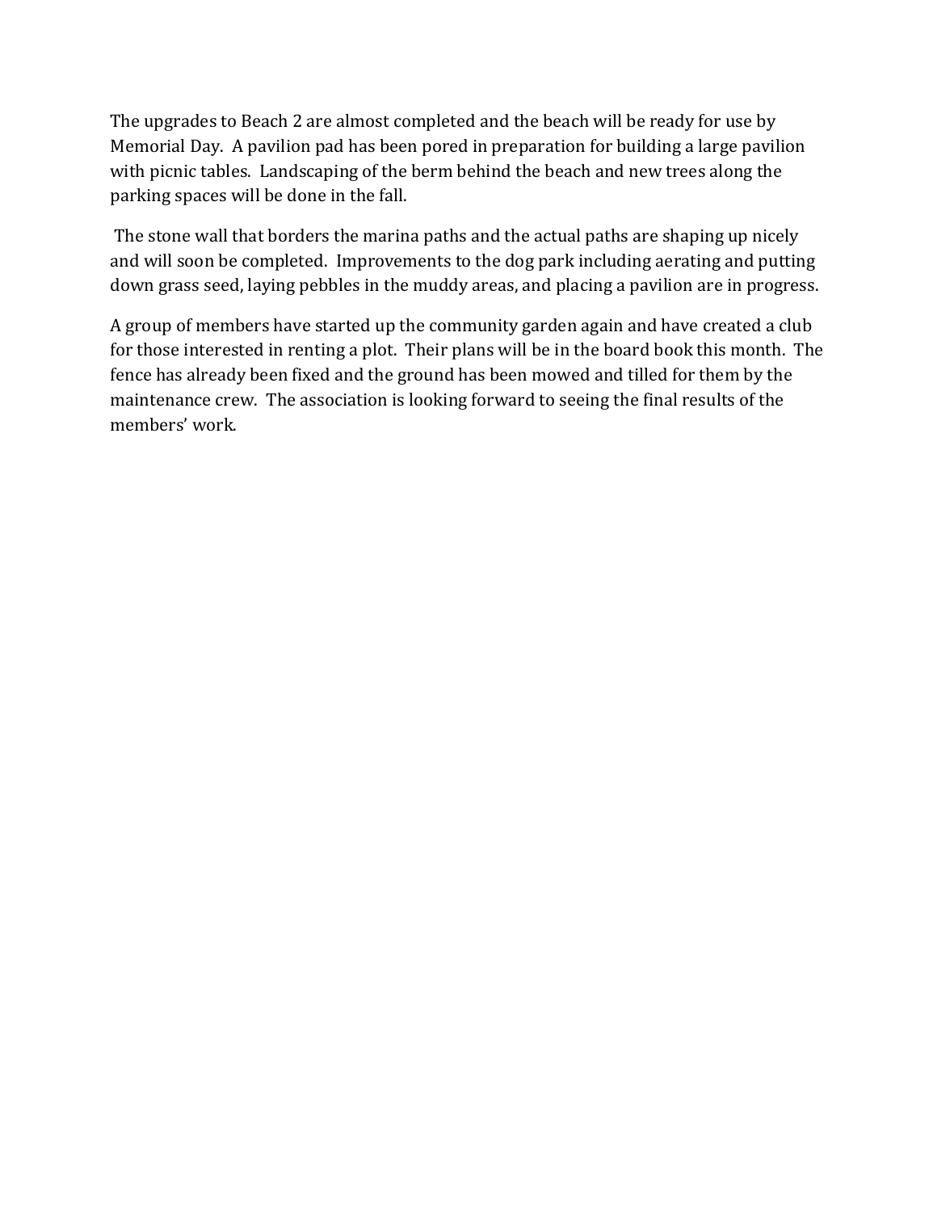The upgrades to Beach 2 are almost completed and the beach will be ready for use by Memorial Day. A pavilion pad has been pored in preparation for building a large pavilion with picnic tables. Landscaping of the berm behind the beach and new trees along the parking spaces will be done in the fall.

The stone wall that borders the marina paths and the actual paths are shaping up nicely and will soon be completed. Improvements to the dog park including aerating and putting down grass seed, laying pebbles in the muddy areas, and placing a pavilion are in progress.

A group of members have started up the community garden again and have created a club for those interested in renting a plot. Their plans will be in the board book this month. The fence has already been fixed and the ground has been mowed and tilled for them by the maintenance crew. The association is looking forward to seeing the final results of the members' work.